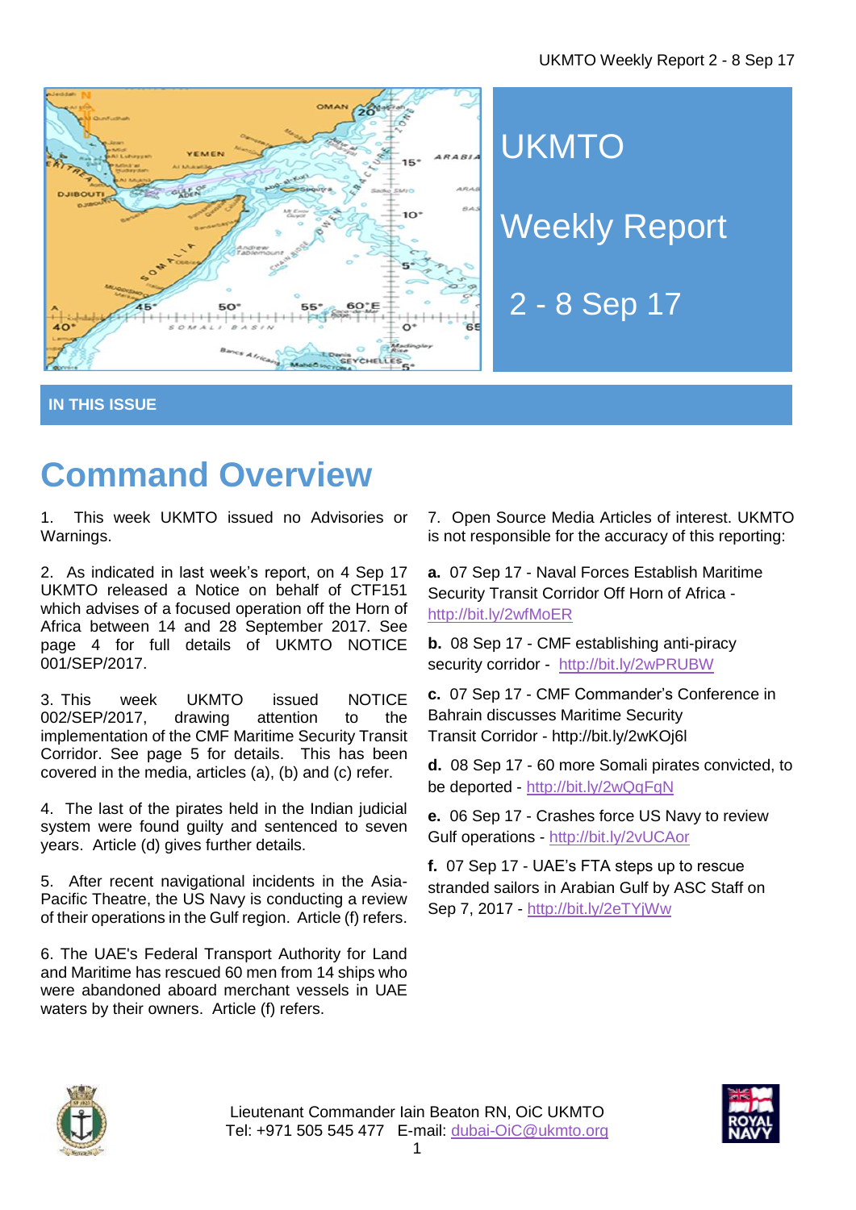# UKMTO

# Weekly Report

## 2 - 8 Sep 17

**IN THIS ISSUE**

# Command Overview

1. This week UKMTO issued no Advisories or Warnings.

2. As indicated in last week's report, on 4 Sep 17 UKMTO released a Notice on behalf of CTF151 which advises of a focused operation off the Horn of Africa between 14 and 28 September 2017. See page 4 for full details of UKMTO NOTICE 001/SEP/2017.

3. This week UKMTO issued NOTICE 002/SEP/2017, drawing attention to the implementation of the CMF Maritime Security Transit Corridor. See page 5 for details. This has been covered in the media, articles (a), (b) and (c) refer.

4. The last of the pirates held in the Indian judicial system were found guilty and sentenced to seven years. Article (d) gives further details.

5. After recent navigational incidents in the Asia-Pacific Theatre, the US Navy is conducting a review of their operations in the Gulf region. Article (f) refers.

6. The UAE's Federal Transport Authority for Land and Maritime has rescued 60 men from 14 ships who were abandoned aboard merchant vessels in UAE waters by their owners. Article (f) refers.

7. Open Source Media Articles of interest. UKMTO is not responsible for the accuracy of this reporting:

**a.** 07 Sep 17 - Naval Forces Establish Maritime Security Transit Corridor Off Horn of Africa - http://bit.ly/2wfMoER

**b.** 08 Sep 17 - CMF establishing anti-piracy security corridor - http://bit.ly/2wPRUBW

**c.** 07 Sep 17 - CMF Commander's Conference in Bahrain discusses Maritime Security Transit Corridor - http://bit.ly/2wKOj6l

**d.** 08 Sep 17 - 60 more Somali pirates convicted, to be deported - http://bit.ly/2wQqFqN

**e.** 06 Sep 17 - Crashes force US Navy to review Gulf operations - http://bit.ly/2vUCAor

**f.** 07 Sep 17 - UAE's FTA steps up to rescue stranded sailors in Arabian Gulf by ASC Staff on Sep 7, 2017 - http://bit.ly/2eTYjWw

Lieutenant Commander Iain Beaton RN, OiC UKMTO
Tel: +971 505 545 477 E-mail: dubai-OiC@ukmto.org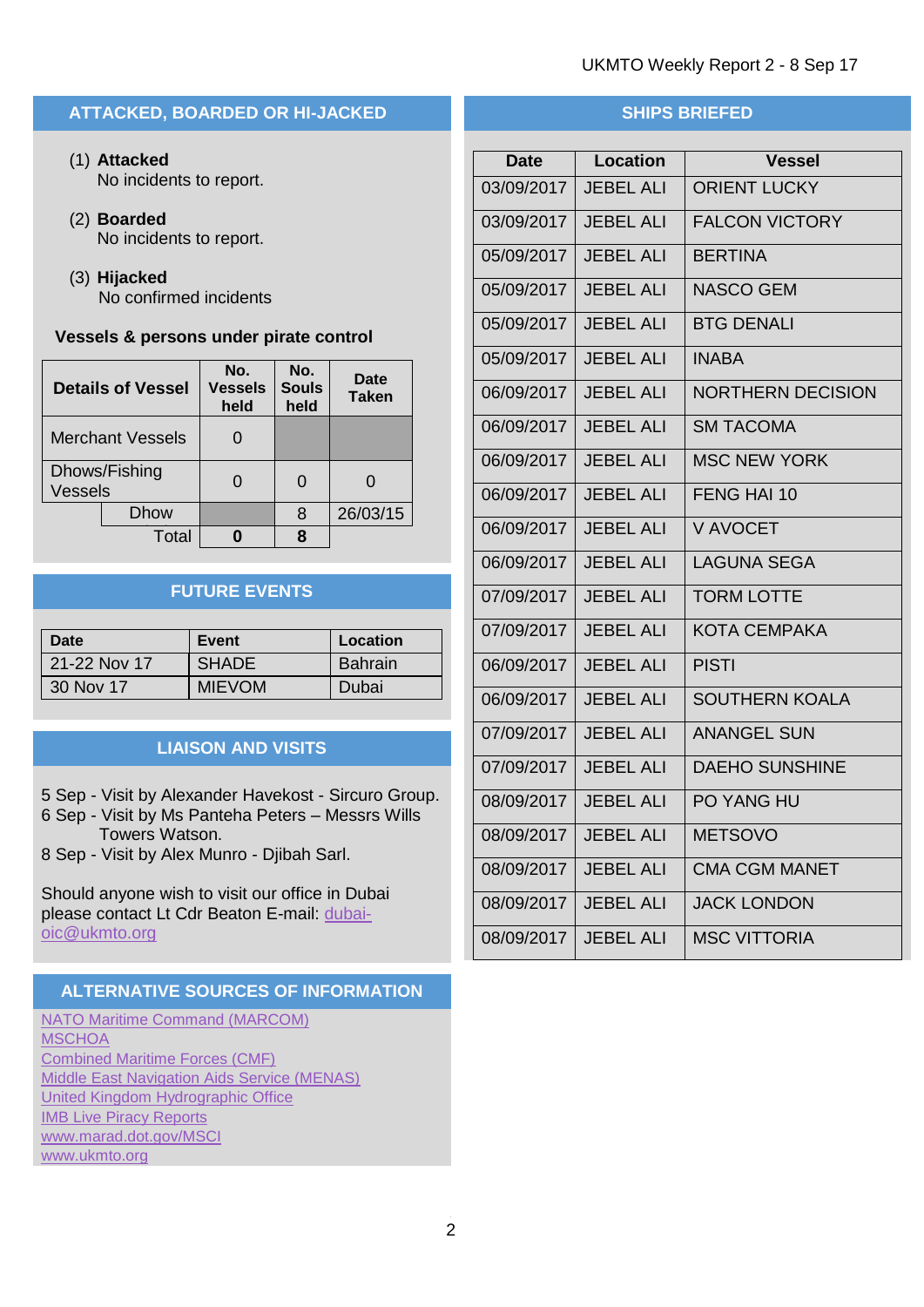## ATTACKED, BOARDED OR HI-JACKED

(1) **Attacked**
No incidents to report.

(2) **Boarded**
No incidents to report.

(3) **Hijacked**
No confirmed incidents

**Vessels & persons under pirate control**

| Details of Vessel | | No. Vessels held | No. Souls held | Date Taken |
|---|---|---|---|---|
| Merchant Vessels | | 0 | | |
| Dhows/Fishing Vessels | | 0 | 0 | 0 |
| | Dhow | | 8 | 26/03/15 |
| | Total | **0** | **8** | |

## FUTURE EVENTS

| Date | Event | Location |
|---|---|---|
| 21-22 Nov 17 | SHADE | Bahrain |
| 30 Nov 17 | MIEVOM | Dubai |

## LIAISON AND VISITS

5 Sep - Visit by Alexander Havekost - Sircuro Group.
6 Sep - Visit by Ms Panteha Peters – Messrs Wills Towers Watson.
8 Sep - Visit by Alex Munro - Djibah Sarl.

Should anyone wish to visit our office in Dubai please contact Lt Cdr Beaton E-mail: dubai-oic@ukmto.org

## ALTERNATIVE SOURCES OF INFORMATION

NATO Maritime Command (MARCOM)
MSCHOA
Combined Maritime Forces (CMF)
Middle East Navigation Aids Service (MENAS)
United Kingdom Hydrographic Office
IMB Live Piracy Reports
www.marad.dot.gov/MSCI
www.ukmto.org

## SHIPS BRIEFED

| Date | Location | Vessel |
|---|---|---|
| 03/09/2017 | JEBEL ALI | ORIENT LUCKY |
| 03/09/2017 | JEBEL ALI | FALCON VICTORY |
| 05/09/2017 | JEBEL ALI | BERTINA |
| 05/09/2017 | JEBEL ALI | NASCO GEM |
| 05/09/2017 | JEBEL ALI | BTG DENALI |
| 05/09/2017 | JEBEL ALI | INABA |
| 06/09/2017 | JEBEL ALI | NORTHERN DECISION |
| 06/09/2017 | JEBEL ALI | SM TACOMA |
| 06/09/2017 | JEBEL ALI | MSC NEW YORK |
| 06/09/2017 | JEBEL ALI | FENG HAI 10 |
| 06/09/2017 | JEBEL ALI | V AVOCET |
| 06/09/2017 | JEBEL ALI | LAGUNA SEGA |
| 07/09/2017 | JEBEL ALI | TORM LOTTE |
| 07/09/2017 | JEBEL ALI | KOTA CEMPAKA |
| 06/09/2017 | JEBEL ALI | PISTI |
| 06/09/2017 | JEBEL ALI | SOUTHERN KOALA |
| 07/09/2017 | JEBEL ALI | ANANGEL SUN |
| 07/09/2017 | JEBEL ALI | DAEHO SUNSHINE |
| 08/09/2017 | JEBEL ALI | PO YANG HU |
| 08/09/2017 | JEBEL ALI | METSOVO |
| 08/09/2017 | JEBEL ALI | CMA CGM MANET |
| 08/09/2017 | JEBEL ALI | JACK LONDON |
| 08/09/2017 | JEBEL ALI | MSC VITTORIA |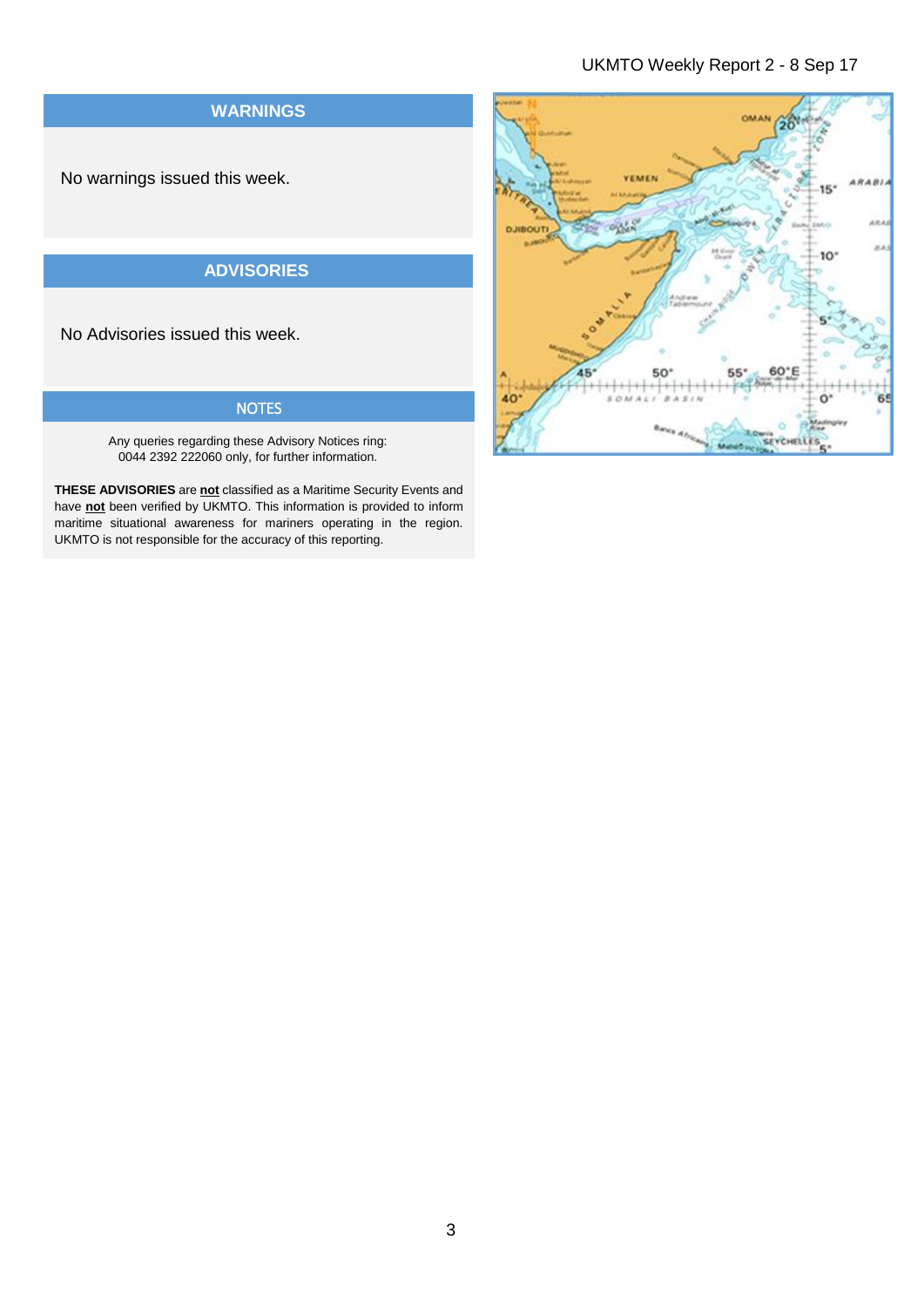## WARNINGS

No warnings issued this week.

## ADVISORIES

No Advisories issued this week.

## NOTES

Any queries regarding these Advisory Notices ring: 0044 2392 222060 only, for further information.

**THESE ADVISORIES** are **not** classified as a Maritime Security Events and have **not** been verified by UKMTO. This information is provided to inform maritime situational awareness for mariners operating in the region. UKMTO is not responsible for the accuracy of this reporting.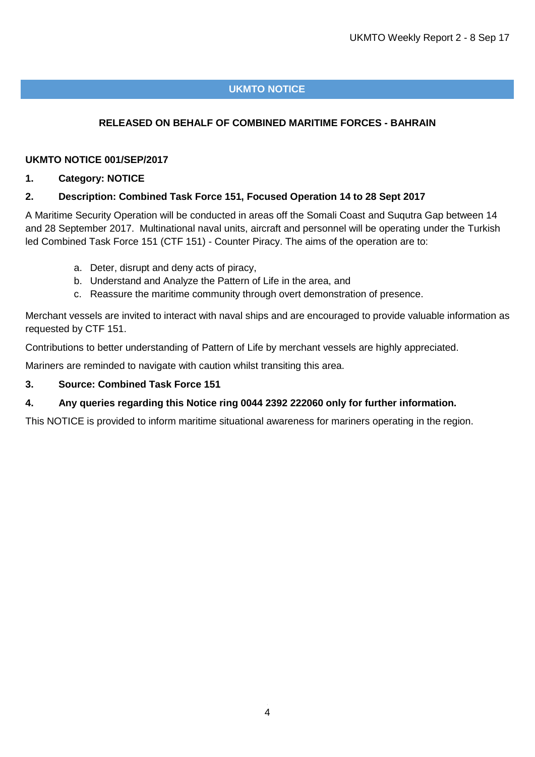## UKMTO NOTICE

**RELEASED ON BEHALF OF COMBINED MARITIME FORCES - BAHRAIN**

**UKMTO NOTICE 001/SEP/2017**

**1. Category: NOTICE**

**2. Description: Combined Task Force 151, Focused Operation 14 to 28 Sept 2017**

A Maritime Security Operation will be conducted in areas off the Somali Coast and Suqutra Gap between 14 and 28 September 2017. Multinational naval units, aircraft and personnel will be operating under the Turkish led Combined Task Force 151 (CTF 151) - Counter Piracy. The aims of the operation are to:

a. Deter, disrupt and deny acts of piracy,
b. Understand and Analyze the Pattern of Life in the area, and
c. Reassure the maritime community through overt demonstration of presence.

Merchant vessels are invited to interact with naval ships and are encouraged to provide valuable information as requested by CTF 151.

Contributions to better understanding of Pattern of Life by merchant vessels are highly appreciated.

Mariners are reminded to navigate with caution whilst transiting this area.

**3. Source: Combined Task Force 151**

**4. Any queries regarding this Notice ring 0044 2392 222060 only for further information.**

This NOTICE is provided to inform maritime situational awareness for mariners operating in the region.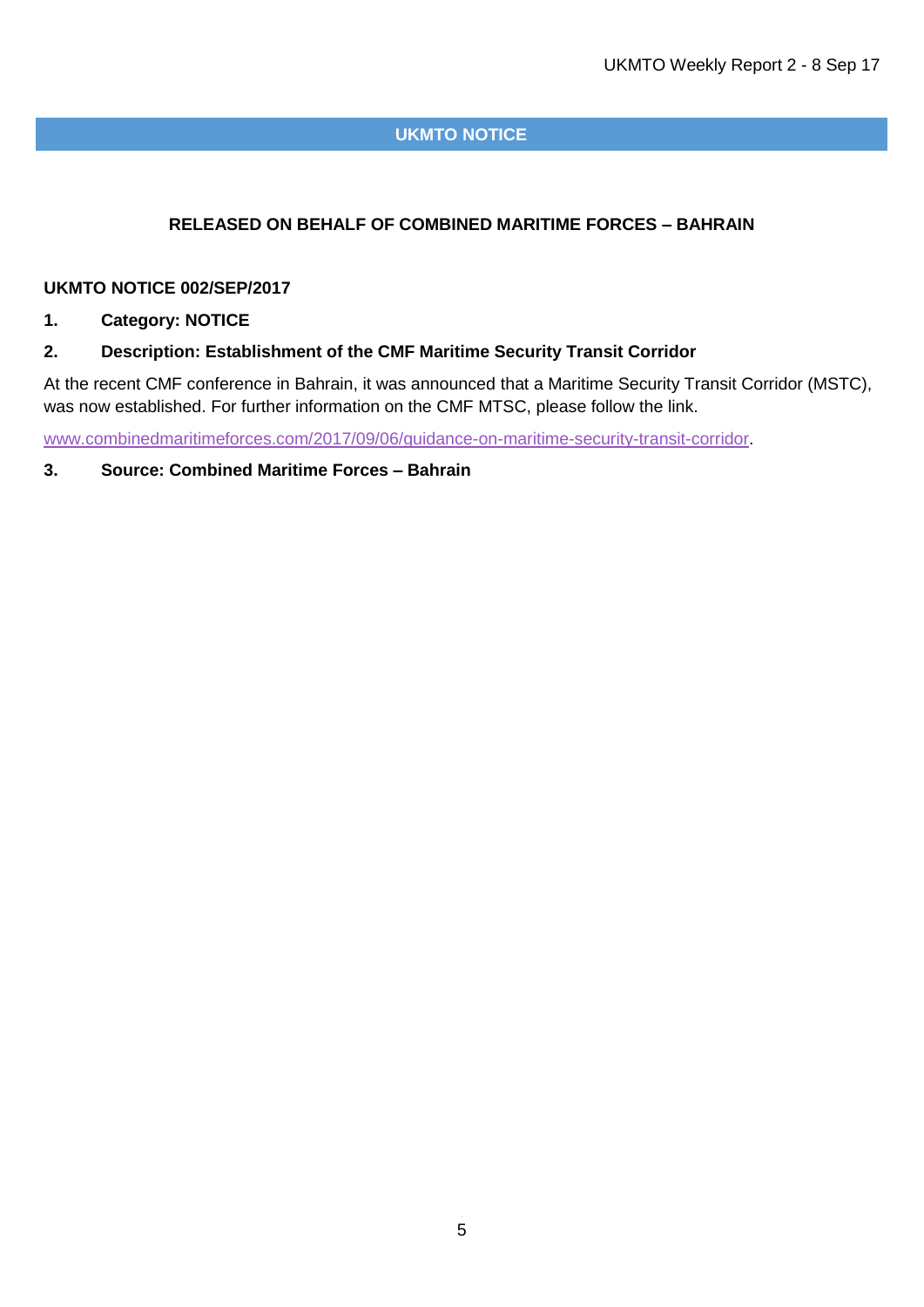## UKMTO NOTICE

**RELEASED ON BEHALF OF COMBINED MARITIME FORCES – BAHRAIN**

**UKMTO NOTICE 002/SEP/2017**

**1. Category: NOTICE**

**2. Description: Establishment of the CMF Maritime Security Transit Corridor**

At the recent CMF conference in Bahrain, it was announced that a Maritime Security Transit Corridor (MSTC), was now established. For further information on the CMF MTSC, please follow the link.

www.combinedmaritimeforces.com/2017/09/06/guidance-on-maritime-security-transit-corridor.

**3. Source: Combined Maritime Forces – Bahrain**